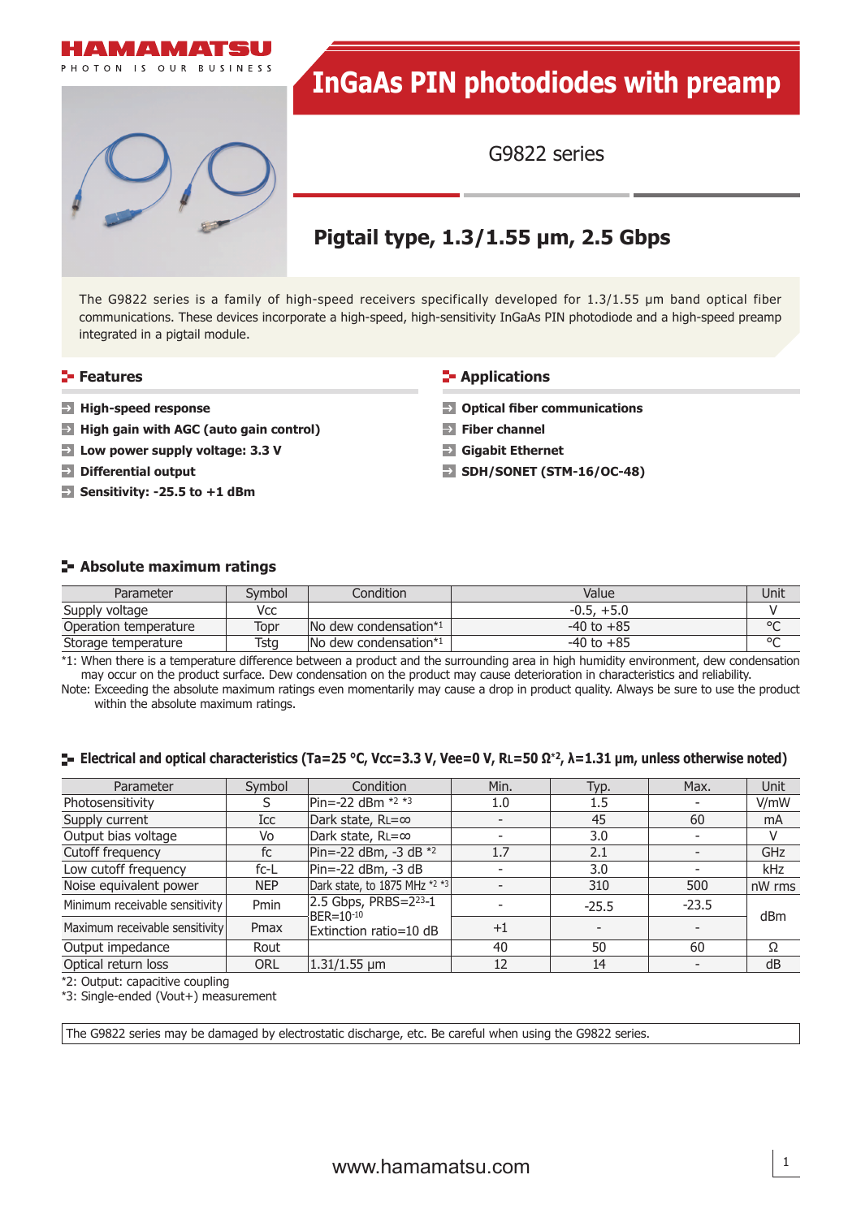HAMAMATSU

PHOTON IS OUR BUSINESS

# InGaAs PIN photodiodes with preamp

G9822 series

## Pigtail type, 1.3/1.55 μm, 2.5 Gbps

The G9822 series is a family of high-speed receivers specifically developed for 1.3/1.55 μm band optical fiber communications. These devices incorporate a high-speed, high-sensitivity InGaAs PIN photodiode and a high-speed preamp integrated in a pigtail module.

### Features

- **High-speed response**
- **High gain with AGC (auto gain control)**
- **Low power supply voltage: 3.3 V**
- **Differential output**
- **Sensitivity: -25.5 to +1 dBm**

### Applications

- **Optical fiber communications**
- **Fiber channel**
- **Gigabit Ethernet**
- **SDH/SONET (STM-16/OC-48)**

### Absolute maximum ratings

| Parameter | Symbol | Condition | Value | Unit |
|---|---|---|---|---|
| Supply voltage | Vcc | | -0.5, +5.0 | V |
| Operation temperature | Topr | No dew condensation*1 | -40 to +85 | °C |
| Storage temperature | Tstg | No dew condensation*1 | -40 to +85 | °C |

*1: When there is a temperature difference between a product and the surrounding area in high humidity environment, dew condensation may occur on the product surface. Dew condensation on the product may cause deterioration in characteristics and reliability.

Note: Exceeding the absolute maximum ratings even momentarily may cause a drop in product quality. Always be sure to use the product within the absolute maximum ratings.

### Electrical and optical characteristics (Ta=25 °C, Vcc=3.3 V, Vee=0 V, RL=50 Ω*2, λ=1.31 μm, unless otherwise noted)

| Parameter | Symbol | Condition | Min. | Typ. | Max. | Unit |
|---|---|---|---|---|---|---|
| Photosensitivity | S | Pin=-22 dBm *2 *3 | 1.0 | 1.5 | - | V/mW |
| Supply current | Icc | Dark state, RL=∞ | - | 45 | 60 | mA |
| Output bias voltage | Vo | Dark state, RL=∞ | - | 3.0 | - | V |
| Cutoff frequency | fc | Pin=-22 dBm, -3 dB *2 | 1.7 | 2.1 | - | GHz |
| Low cutoff frequency | fc-L | Pin=-22 dBm, -3 dB | - | 3.0 | - | kHz |
| Noise equivalent power | NEP | Dark state, to 1875 MHz *2 *3 | - | 310 | 500 | nW rms |
| Minimum receivable sensitivity | Pmin | 2.5 Gbps, PRBS=$2^{23}$-1 BER=$10^{-10}$ | - | -25.5 | -23.5 | dBm |
| Maximum receivable sensitivity | Pmax | Extinction ratio=10 dB | +1 | - | - | dBm |
| Output impedance | Rout | | 40 | 50 | 60 | Ω |
| Optical return loss | ORL | 1.31/1.55 μm | 12 | 14 | - | dB |

*2: Output: capacitive coupling

*3: Single-ended (Vout+) measurement

The G9822 series may be damaged by electrostatic discharge, etc. Be careful when using the G9822 series.

www.hamamatsu.com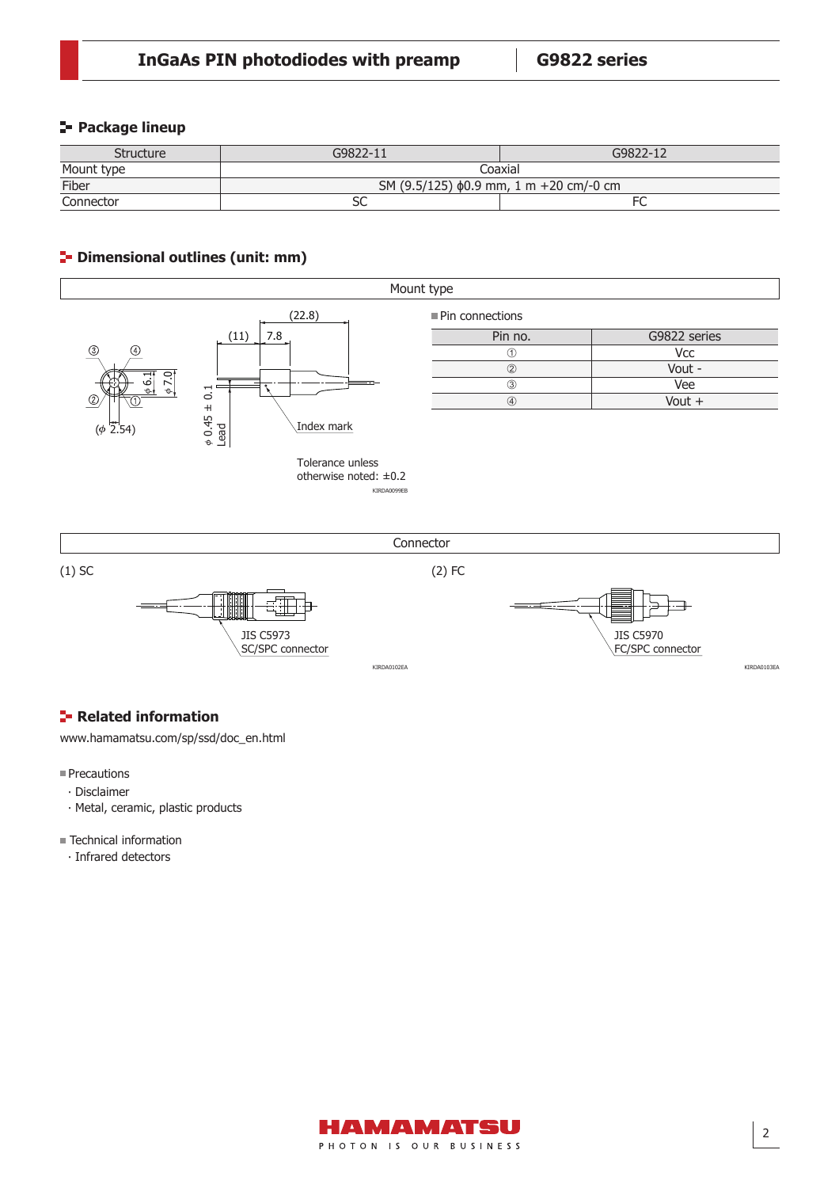## Package lineup

| Structure | G9822-11 | G9822-12 |
|---|---|---|
| Mount type | Coaxial | |
| Fiber | SM (9.5/125) ϕ0.9 mm, 1 m +20 cm/-0 cm | |
| Connector | SC | FC |

## Dimensional outlines (unit: mm)

Mount type

(22.8)

(11) 7.8

③ ④ ② ①

ϕ6.1 ϕ7.0

(ϕ 2.54)

ϕ 0.45 ± 0.1 Lead

Index mark

Tolerance unless otherwise noted: ±0.2

KIRDA0099EB

■ Pin connections

| Pin no. | G9822 series |
|---|---|
| ① | Vcc |
| ② | Vout - |
| ③ | Vee |
| ④ | Vout + |

Connector

(1) SC

JIS C5973 SC/SPC connector

KIRDA0102EA

(2) FC

JIS C5970 FC/SPC connector

KIRDA0103EA

## Related information

www.hamamatsu.com/sp/ssd/doc_en.html

■ Precautions
- · Disclaimer
- · Metal, ceramic, plastic products

■ Technical information
- · Infrared detectors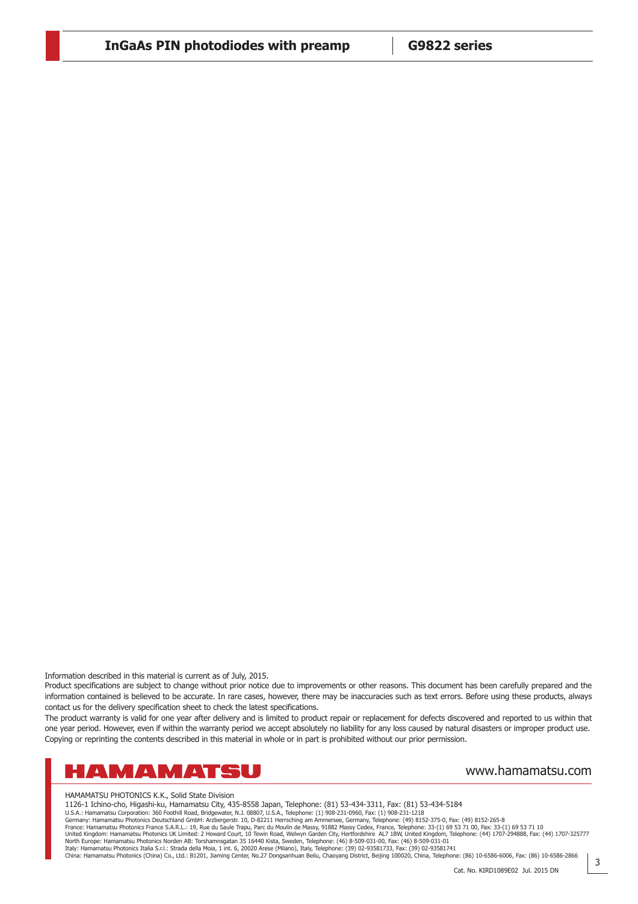Information described in this material is current as of July, 2015.

Product specifications are subject to change without prior notice due to improvements or other reasons. This document has been carefully prepared and the information contained is believed to be accurate. In rare cases, however, there may be inaccuracies such as text errors. Before using these products, always contact us for the delivery specification sheet to check the latest specifications.

The product warranty is valid for one year after delivery and is limited to product repair or replacement for defects discovered and reported to us within that one year period. However, even if within the warranty period we accept absolutely no liability for any loss caused by natural disasters or improper product use. Copying or reprinting the contents described in this material in whole or in part is prohibited without our prior permission.

**HAMAMATSU**

www.hamamatsu.com

HAMAMATSU PHOTONICS K.K., Solid State Division

1126-1 Ichino-cho, Higashi-ku, Hamamatsu City, 435-8558 Japan, Telephone: (81) 53-434-3311, Fax: (81) 53-434-5184

U.S.A.: Hamamatsu Corporation: 360 Foothill Road, Bridgewater, N.J. 08807, U.S.A., Telephone: (1) 908-231-0960, Fax: (1) 908-231-1218

Germany: Hamamatsu Photonics Deutschland GmbH: Arzbergerstr. 10, D-82211 Herrsching am Ammersee, Germany, Telephone: (49) 8152-375-0, Fax: (49) 8152-265-8

France: Hamamatsu Photonics France S.A.R.L.: 19, Rue du Saule Trapu, Parc du Moulin de Massy, 91882 Massy Cedex, France, Telephone: 33-(1) 69 53 71 00, Fax: 33-(1) 69 53 71 10

United Kingdom: Hamamatsu Photonics UK Limited: 2 Howard Court, 10 Tewin Road, Welwyn Garden City, Hertfordshire AL7 1BW, United Kingdom, Telephone: (44) 1707-294888, Fax: (44) 1707-325777

North Europe: Hamamatsu Photonics Norden AB: Torshamnsgatan 35 16440 Kista, Sweden, Telephone: (46) 8-509-031-00, Fax: (46) 8-509-031-01

Italy: Hamamatsu Photonics Italia S.r.l.: Strada della Moia, 1 int. 6, 20020 Arese (Milano), Italy, Telephone: (39) 02-93581733, Fax: (39) 02-93581741

China: Hamamatsu Photonics (China) Co., Ltd.: B1201, Jiaming Center, No.27 Dongsanhuan Beilu, Chaoyang District, Beijing 100020, China, Telephone: (86) 10-6586-6006, Fax: (86) 10-6586-2866

Cat. No. KIRD1089E02 Jul. 2015 DN